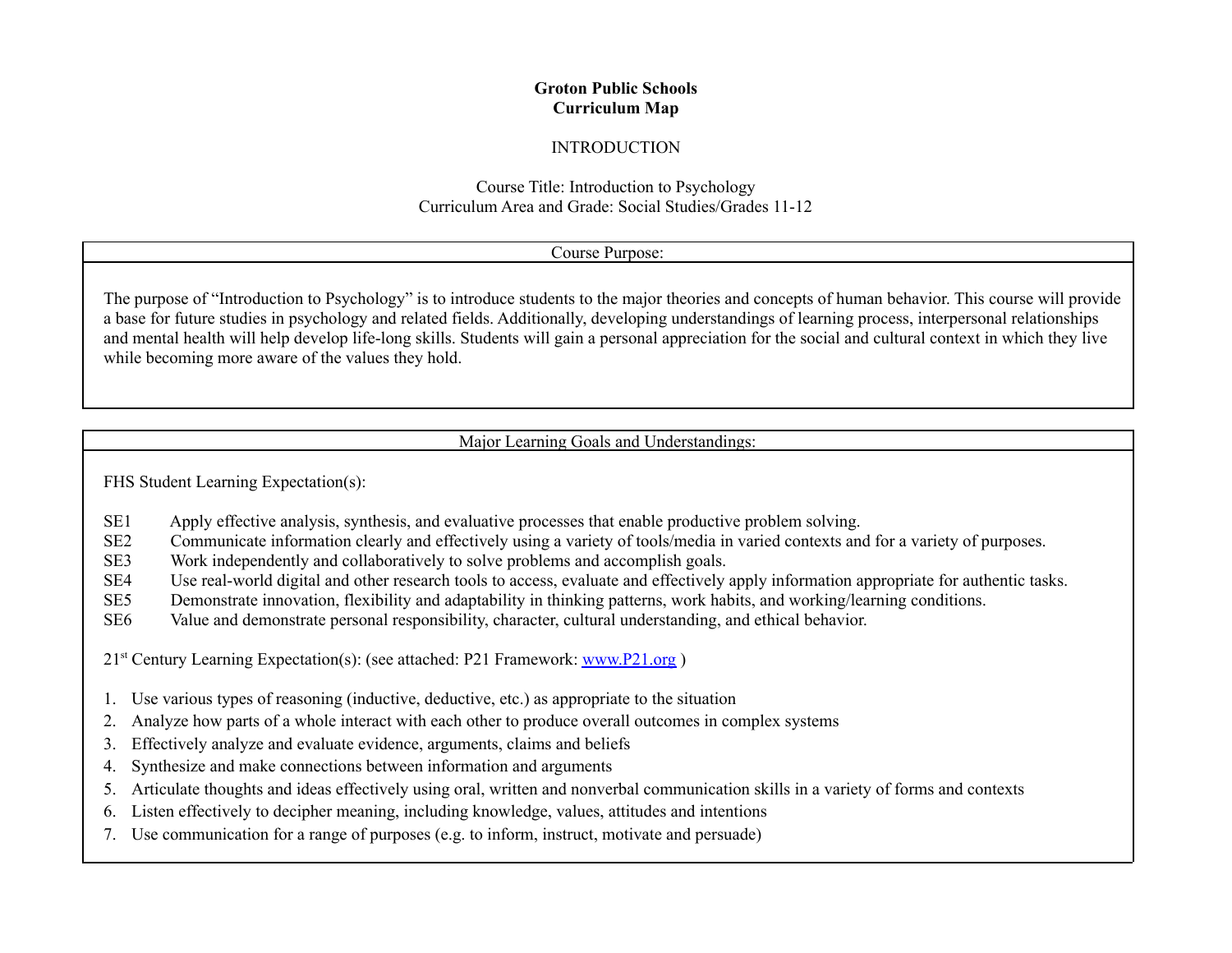**Groton Public Schools**
**Curriculum Map**

INTRODUCTION

Course Title: Introduction to Psychology
Curriculum Area and Grade: Social Studies/Grades 11-12

| Course Purpose: |
| --- |
| The purpose of "Introduction to Psychology" is to introduce students to the major theories and concepts of human behavior. This course will provide a base for future studies in psychology and related fields. Additionally, developing understandings of learning process, interpersonal relationships and mental health will help develop life-long skills. Students will gain a personal appreciation for the social and cultural context in which they live while becoming more aware of the values they hold. |

## Major Learning Goals and Understandings:

FHS Student Learning Expectation(s):

- SE1 Apply effective analysis, synthesis, and evaluative processes that enable productive problem solving.
- SE2 Communicate information clearly and effectively using a variety of tools/media in varied contexts and for a variety of purposes.
- SE3 Work independently and collaboratively to solve problems and accomplish goals.
- SE4 Use real-world digital and other research tools to access, evaluate and effectively apply information appropriate for authentic tasks.
- SE5 Demonstrate innovation, flexibility and adaptability in thinking patterns, work habits, and working/learning conditions.
- SE6 Value and demonstrate personal responsibility, character, cultural understanding, and ethical behavior.

21st Century Learning Expectation(s): (see attached: P21 Framework: [www.P21.org](http://www.P21.org) )

1. Use various types of reasoning (inductive, deductive, etc.) as appropriate to the situation
2. Analyze how parts of a whole interact with each other to produce overall outcomes in complex systems
3. Effectively analyze and evaluate evidence, arguments, claims and beliefs
4. Synthesize and make connections between information and arguments
5. Articulate thoughts and ideas effectively using oral, written and nonverbal communication skills in a variety of forms and contexts
6. Listen effectively to decipher meaning, including knowledge, values, attitudes and intentions
7. Use communication for a range of purposes (e.g. to inform, instruct, motivate and persuade)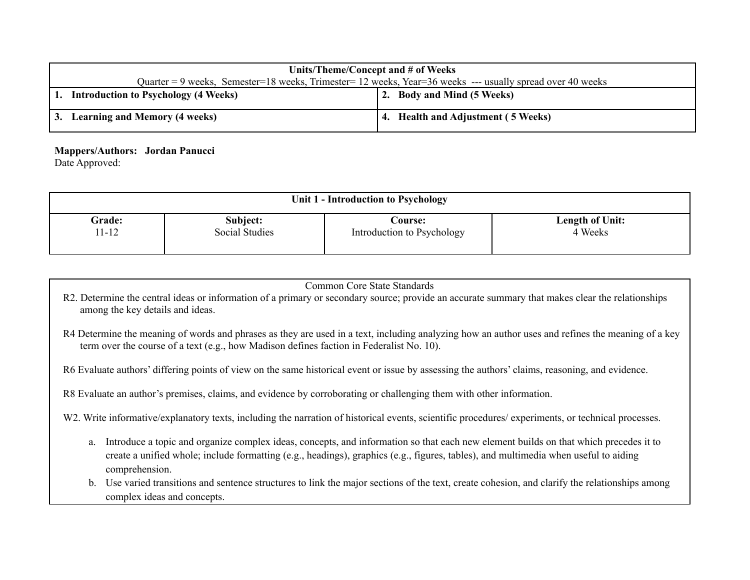| **Units/Theme/Concept and # of Weeks**<br>Quarter = 9 weeks,  Semester=18 weeks, Trimester= 12 weeks, Year=36 weeks  --- usually spread over 40 weeks | |
|---|---|
| **1. Introduction to Psychology (4 Weeks)** | **2. Body and Mind (5 Weeks)** |
| **3. Learning and Memory (4 weeks)** | **4. Health and Adjustment ( 5 Weeks)** |

**Mappers/Authors: Jordan Panucci**
Date Approved:

| **Unit 1 - Introduction to Psychology** | | | |
|---|---|---|---|
| **Grade:**<br>11-12 | **Subject:**<br>Social Studies | **Course:**<br>Introduction to Psychology | **Length of Unit:**<br>4 Weeks |

Common Core State Standards

R2. Determine the central ideas or information of a primary or secondary source; provide an accurate summary that makes clear the relationships among the key details and ideas.

R4 Determine the meaning of words and phrases as they are used in a text, including analyzing how an author uses and refines the meaning of a key term over the course of a text (e.g., how Madison defines faction in Federalist No. 10).

R6 Evaluate authors' differing points of view on the same historical event or issue by assessing the authors' claims, reasoning, and evidence.

R8 Evaluate an author's premises, claims, and evidence by corroborating or challenging them with other information.

W2. Write informative/explanatory texts, including the narration of historical events, scientific procedures/ experiments, or technical processes.

a. Introduce a topic and organize complex ideas, concepts, and information so that each new element builds on that which precedes it to create a unified whole; include formatting (e.g., headings), graphics (e.g., figures, tables), and multimedia when useful to aiding comprehension.
b. Use varied transitions and sentence structures to link the major sections of the text, create cohesion, and clarify the relationships among complex ideas and concepts.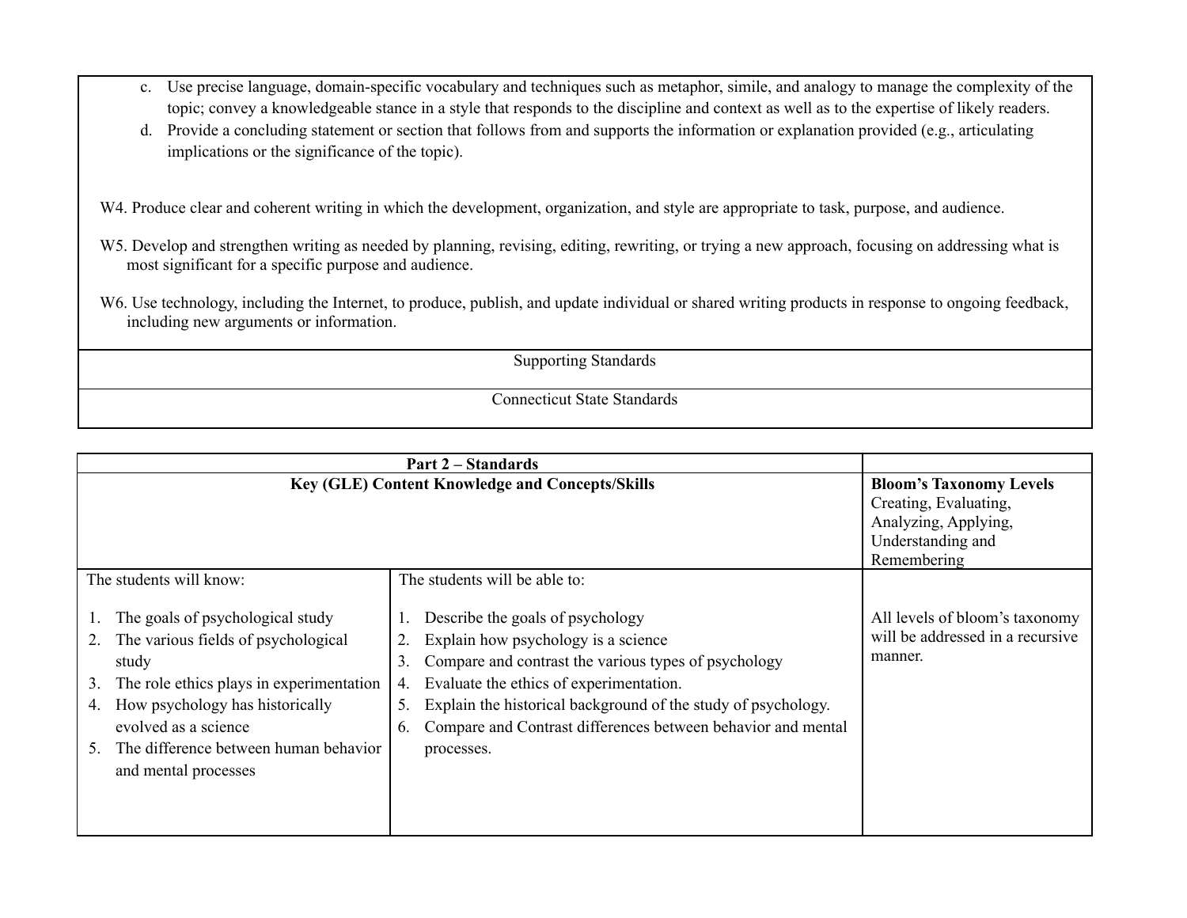c. Use precise language, domain-specific vocabulary and techniques such as metaphor, simile, and analogy to manage the complexity of the topic; convey a knowledgeable stance in a style that responds to the discipline and context as well as to the expertise of likely readers.

d. Provide a concluding statement or section that follows from and supports the information or explanation provided (e.g., articulating implications or the significance of the topic).

W4. Produce clear and coherent writing in which the development, organization, and style are appropriate to task, purpose, and audience.

W5. Develop and strengthen writing as needed by planning, revising, editing, rewriting, or trying a new approach, focusing on addressing what is most significant for a specific purpose and audience.

W6. Use technology, including the Internet, to produce, publish, and update individual or shared writing products in response to ongoing feedback, including new arguments or information.

| Supporting Standards |
|---|
| Connecticut State Standards |

| **Part 2 – Standards** | | |
|---|---|---|
| **Key (GLE) Content Knowledge and Concepts/Skills** | | **Bloom's Taxonomy Levels** Creating, Evaluating, Analyzing, Applying, Understanding and Remembering |
| The students will know:<br><br>1. The goals of psychological study<br>2. The various fields of psychological study<br>3. The role ethics plays in experimentation<br>4. How psychology has historically evolved as a science<br>5. The difference between human behavior and mental processes | The students will be able to:<br><br>1. Describe the goals of psychology<br>2. Explain how psychology is a science<br>3. Compare and contrast the various types of psychology<br>4. Evaluate the ethics of experimentation.<br>5. Explain the historical background of the study of psychology.<br>6. Compare and Contrast differences between behavior and mental processes. | All levels of bloom's taxonomy will be addressed in a recursive manner. |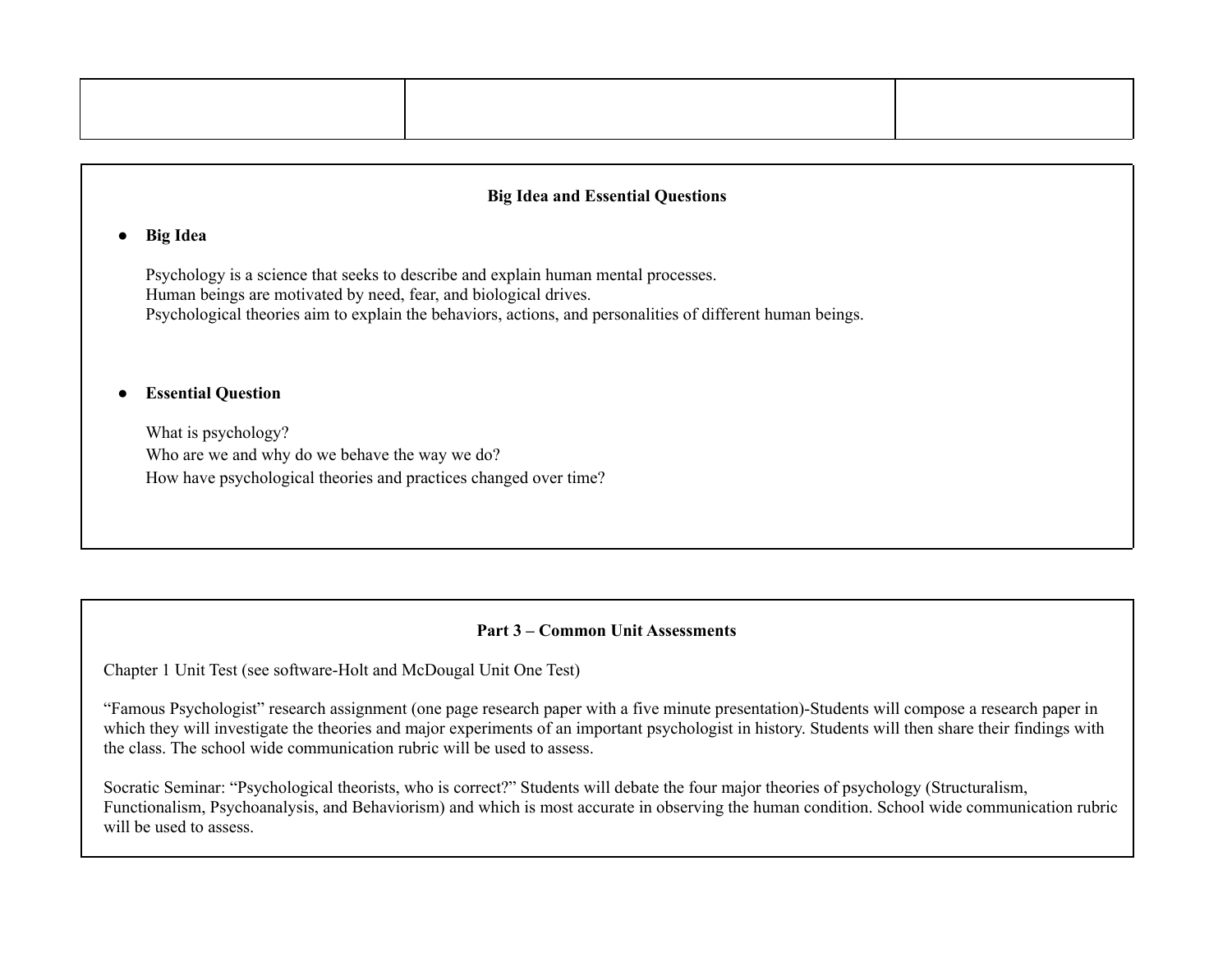| | | |
|---|---|---|
| | | |

## Big Idea and Essential Questions

- **Big Idea**

  Psychology is a science that seeks to describe and explain human mental processes.
  Human beings are motivated by need, fear, and biological drives.
  Psychological theories aim to explain the behaviors, actions, and personalities of different human beings.

- **Essential Question**

  What is psychology?
  Who are we and why do we behave the way we do?
  How have psychological theories and practices changed over time?

## Part 3 – Common Unit Assessments

Chapter 1 Unit Test (see software-Holt and McDougal Unit One Test)

"Famous Psychologist" research assignment (one page research paper with a five minute presentation)-Students will compose a research paper in which they will investigate the theories and major experiments of an important psychologist in history. Students will then share their findings with the class. The school wide communication rubric will be used to assess.

Socratic Seminar: "Psychological theorists, who is correct?" Students will debate the four major theories of psychology (Structuralism, Functionalism, Psychoanalysis, and Behaviorism) and which is most accurate in observing the human condition. School wide communication rubric will be used to assess.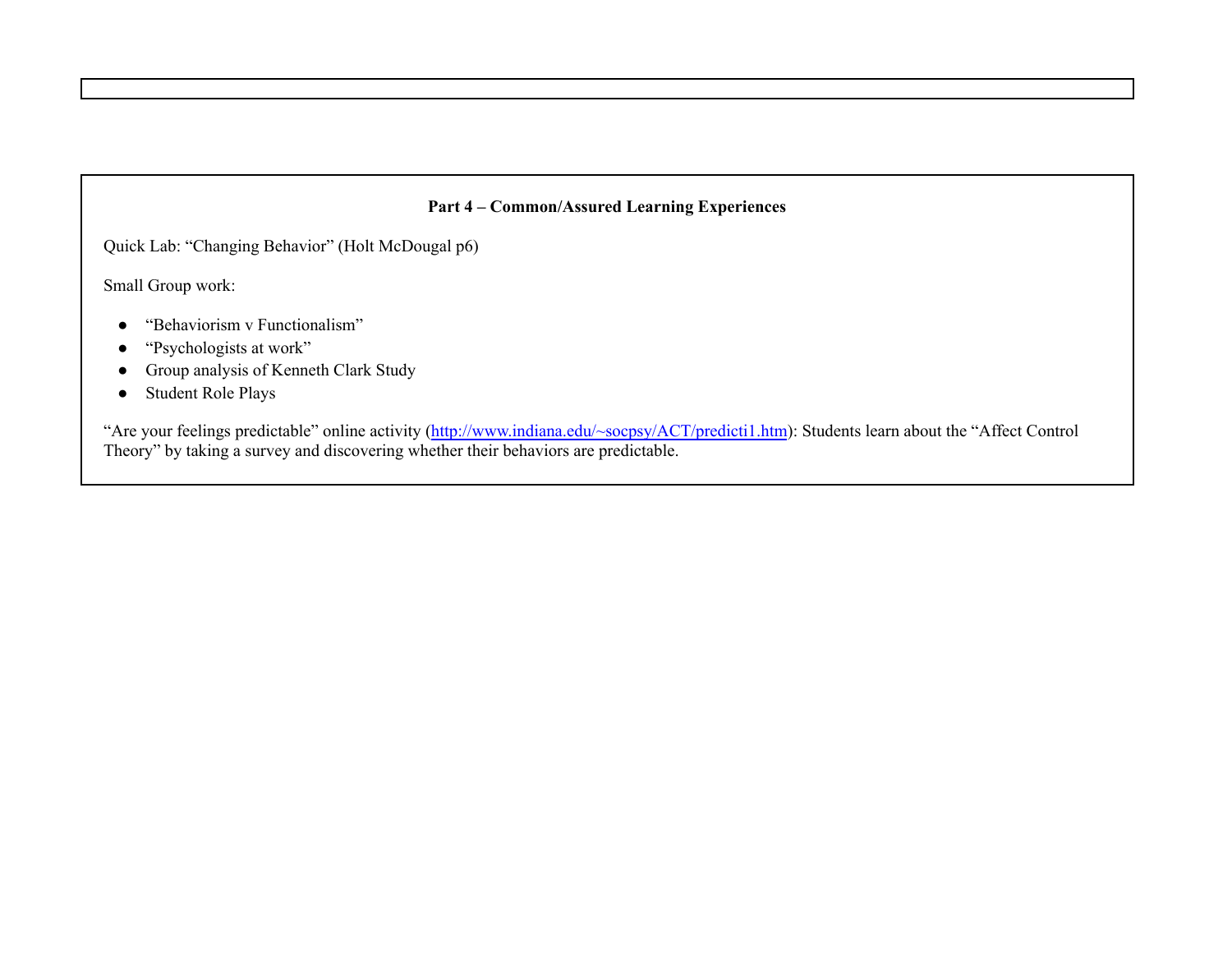**Part 4 – Common/Assured Learning Experiences**

Quick Lab: "Changing Behavior" (Holt McDougal p6)

Small Group work:

- "Behaviorism v Functionalism"
- "Psychologists at work"
- Group analysis of Kenneth Clark Study
- Student Role Plays

"Are your feelings predictable" online activity (http://www.indiana.edu/~socpsy/ACT/predicti1.htm): Students learn about the "Affect Control Theory" by taking a survey and discovering whether their behaviors are predictable.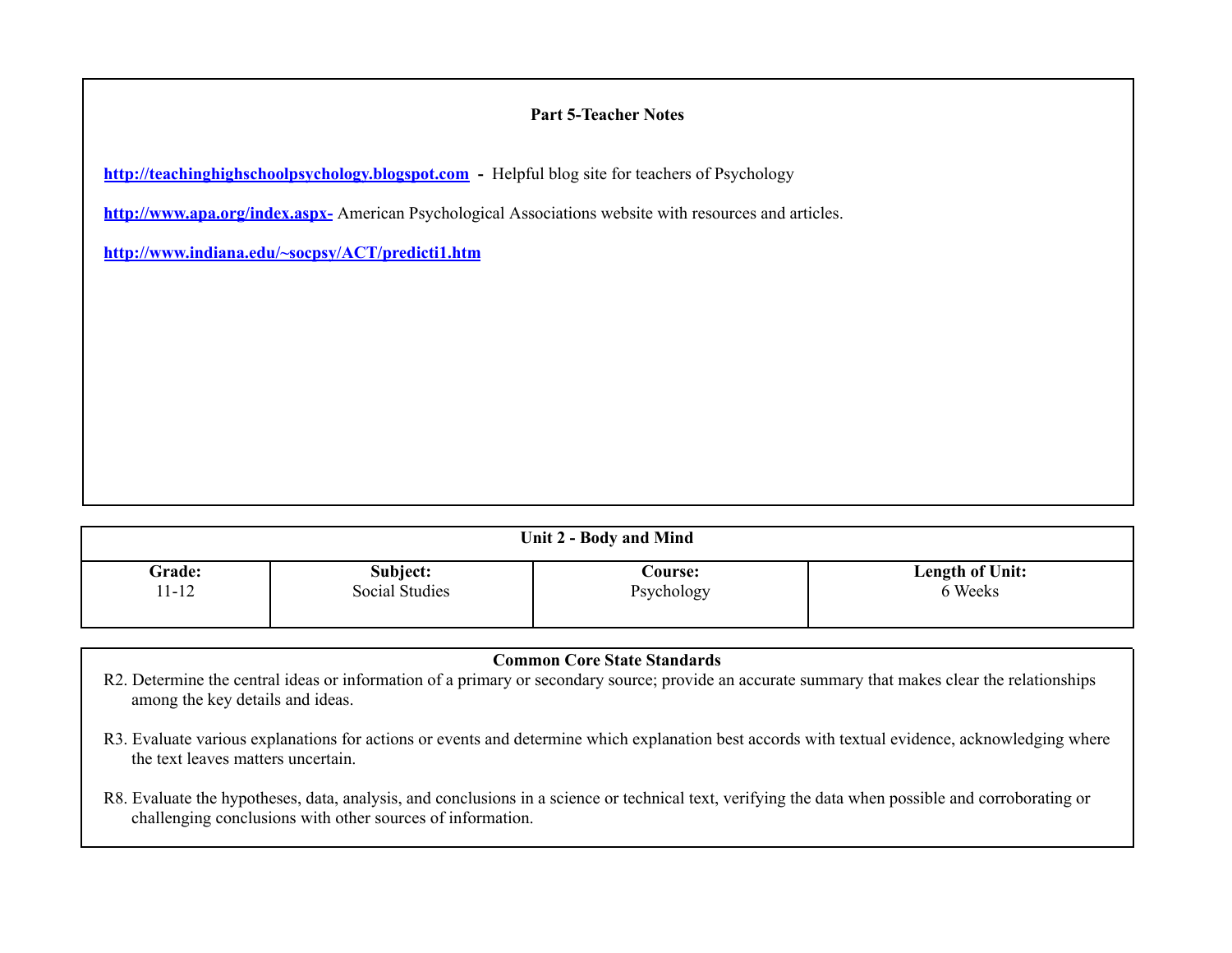## Part 5-Teacher Notes

**http://teachinghighschoolpsychology.blogspot.com** **-** Helpful blog site for teachers of Psychology

**http://www.apa.org/index.aspx-** American Psychological Associations website with resources and articles.

**http://www.indiana.edu/~socpsy/ACT/predicti1.htm**

| Unit 2 - Body and Mind | | | |
|---|---|---|---|
| **Grade:** 11-12 | **Subject:** Social Studies | **Course:** Psychology | **Length of Unit:** 6 Weeks |

### Common Core State Standards

R2. Determine the central ideas or information of a primary or secondary source; provide an accurate summary that makes clear the relationships among the key details and ideas.

R3. Evaluate various explanations for actions or events and determine which explanation best accords with textual evidence, acknowledging where the text leaves matters uncertain.

R8. Evaluate the hypotheses, data, analysis, and conclusions in a science or technical text, verifying the data when possible and corroborating or challenging conclusions with other sources of information.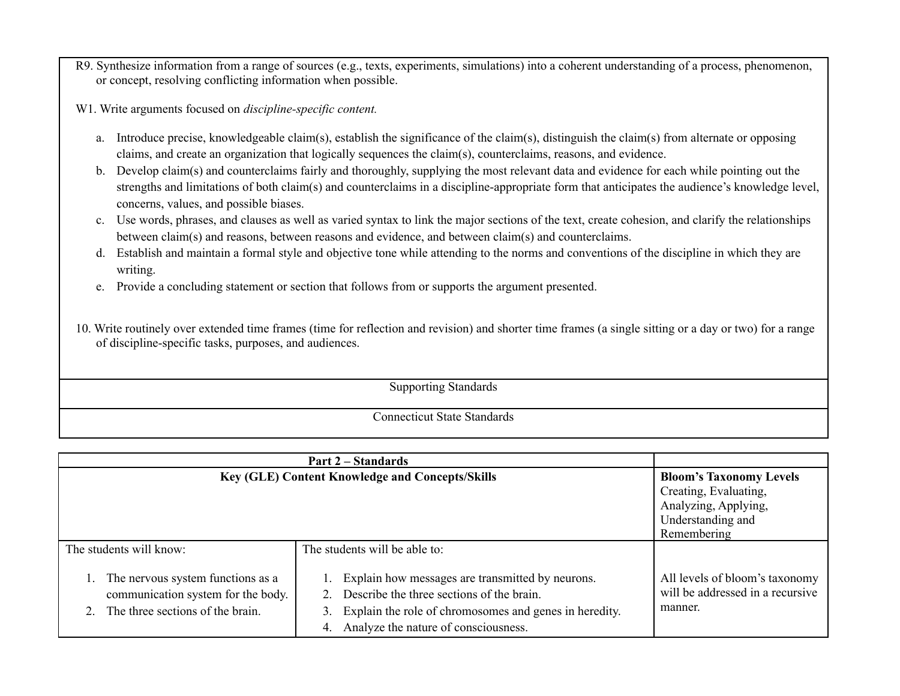R9. Synthesize information from a range of sources (e.g., texts, experiments, simulations) into a coherent understanding of a process, phenomenon, or concept, resolving conflicting information when possible.

W1. Write arguments focused on *discipline-specific content.*

a. Introduce precise, knowledgeable claim(s), establish the significance of the claim(s), distinguish the claim(s) from alternate or opposing claims, and create an organization that logically sequences the claim(s), counterclaims, reasons, and evidence.
b. Develop claim(s) and counterclaims fairly and thoroughly, supplying the most relevant data and evidence for each while pointing out the strengths and limitations of both claim(s) and counterclaims in a discipline-appropriate form that anticipates the audience's knowledge level, concerns, values, and possible biases.
c. Use words, phrases, and clauses as well as varied syntax to link the major sections of the text, create cohesion, and clarify the relationships between claim(s) and reasons, between reasons and evidence, and between claim(s) and counterclaims.
d. Establish and maintain a formal style and objective tone while attending to the norms and conventions of the discipline in which they are writing.
e. Provide a concluding statement or section that follows from or supports the argument presented.

10. Write routinely over extended time frames (time for reflection and revision) and shorter time frames (a single sitting or a day or two) for a range of discipline-specific tasks, purposes, and audiences.

| Supporting Standards |
| --- |
| Connecticut State Standards |

| **Part 2 – Standards** | | |
| --- | --- | --- |
| **Key (GLE) Content Knowledge and Concepts/Skills** | | **Bloom's Taxonomy Levels** Creating, Evaluating, Analyzing, Applying, Understanding and Remembering |
| The students will know:<br><br>1. The nervous system functions as a communication system for the body.<br>2. The three sections of the brain. | The students will be able to:<br><br>1. Explain how messages are transmitted by neurons.<br>2. Describe the three sections of the brain.<br>3. Explain the role of chromosomes and genes in heredity.<br>4. Analyze the nature of consciousness. | All levels of bloom's taxonomy will be addressed in a recursive manner. |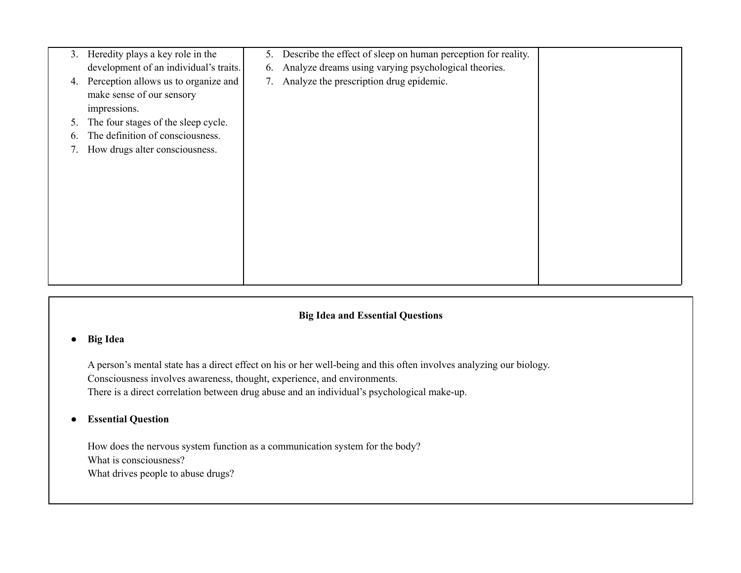| | | |
|---|---|---|
| 3. Heredity plays a key role in the development of an individual's traits.<br>4. Perception allows us to organize and make sense of our sensory impressions.<br>5. The four stages of the sleep cycle.<br>6. The definition of consciousness.<br>7. How drugs alter consciousness. | 5. Describe the effect of sleep on human perception for reality.<br>6. Analyze dreams using varying psychological theories.<br>7. Analyze the prescription drug epidemic. | |

**Big Idea and Essential Questions**

- **Big Idea**

  A person's mental state has a direct effect on his or her well-being and this often involves analyzing our biology.
  Consciousness involves awareness, thought, experience, and environments.
  There is a direct correlation between drug abuse and an individual's psychological make-up.

- **Essential Question**

  How does the nervous system function as a communication system for the body?
  What is consciousness?
  What drives people to abuse drugs?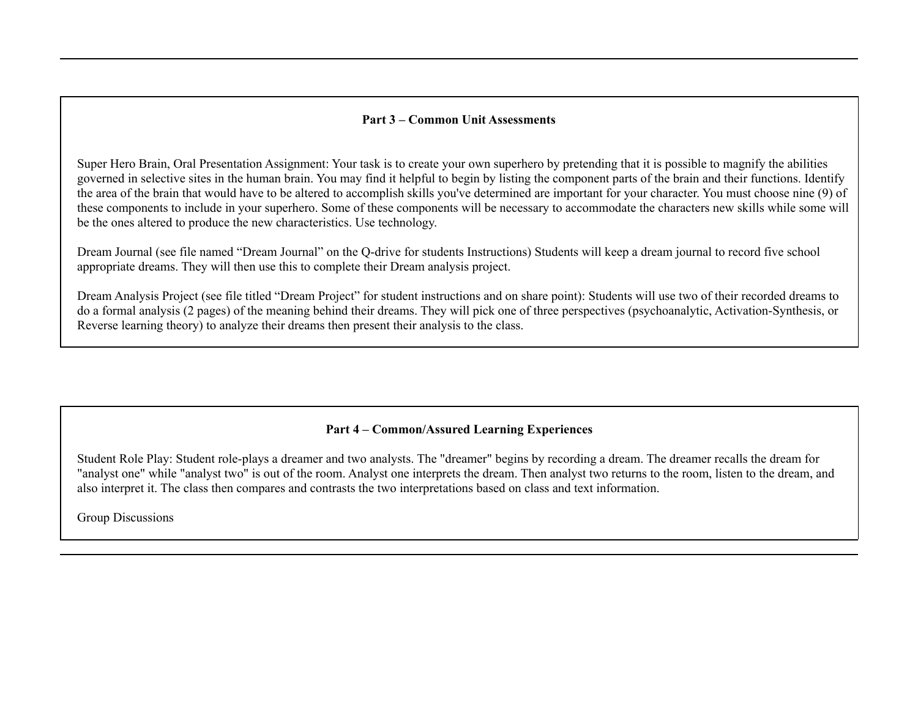## Part 3 – Common Unit Assessments

Super Hero Brain, Oral Presentation Assignment: Your task is to create your own superhero by pretending that it is possible to magnify the abilities governed in selective sites in the human brain. You may find it helpful to begin by listing the component parts of the brain and their functions. Identify the area of the brain that would have to be altered to accomplish skills you've determined are important for your character. You must choose nine (9) of these components to include in your superhero. Some of these components will be necessary to accommodate the characters new skills while some will be the ones altered to produce the new characteristics. Use technology.

Dream Journal (see file named "Dream Journal" on the Q-drive for students Instructions) Students will keep a dream journal to record five school appropriate dreams. They will then use this to complete their Dream analysis project.

Dream Analysis Project (see file titled "Dream Project" for student instructions and on share point): Students will use two of their recorded dreams to do a formal analysis (2 pages) of the meaning behind their dreams. They will pick one of three perspectives (psychoanalytic, Activation-Synthesis, or Reverse learning theory) to analyze their dreams then present their analysis to the class.

## Part 4 – Common/Assured Learning Experiences

Student Role Play: Student role-plays a dreamer and two analysts. The "dreamer" begins by recording a dream. The dreamer recalls the dream for "analyst one" while "analyst two" is out of the room. Analyst one interprets the dream. Then analyst two returns to the room, listen to the dream, and also interpret it. The class then compares and contrasts the two interpretations based on class and text information.

Group Discussions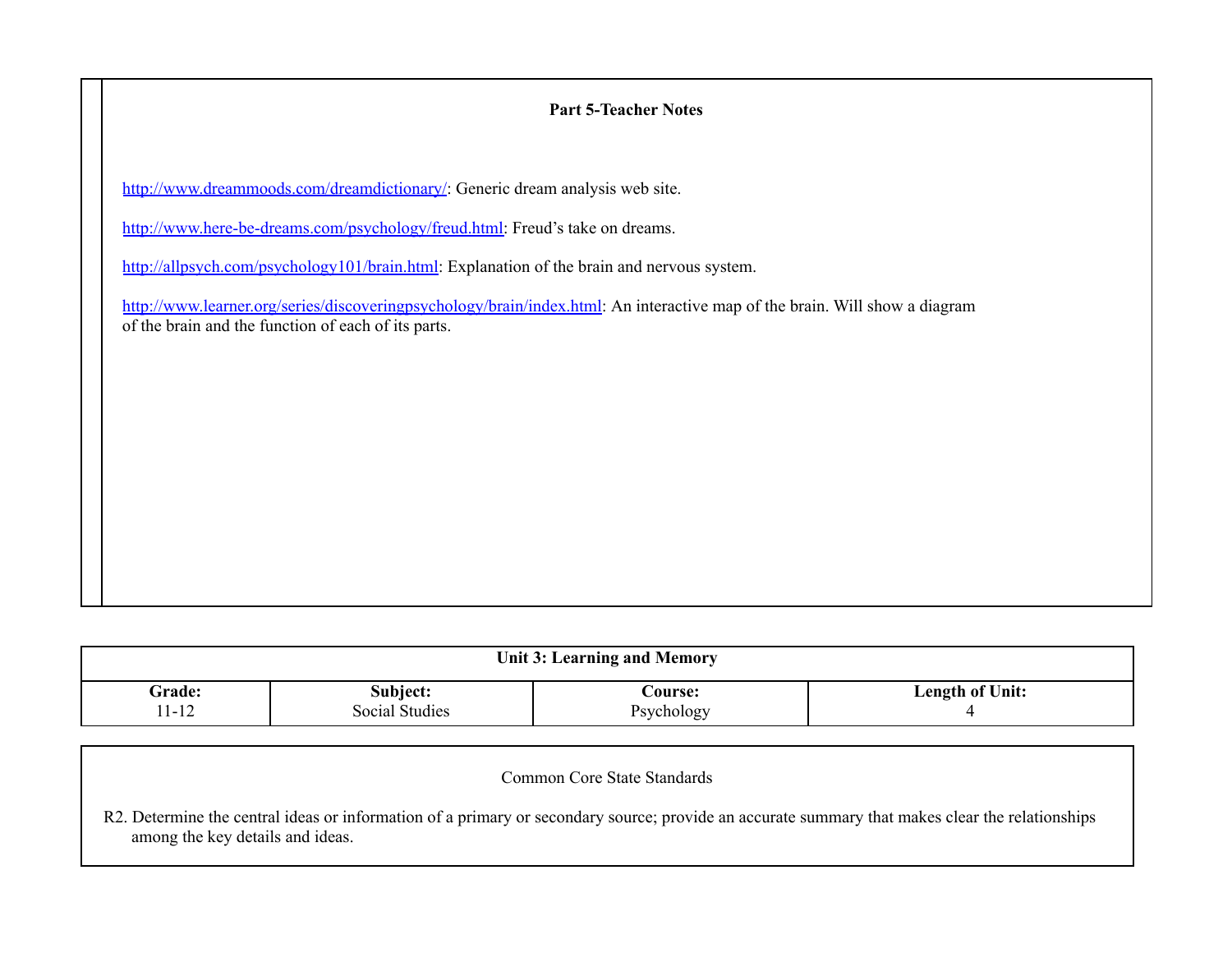**Part 5-Teacher Notes**

http://www.dreammoods.com/dreamdictionary/: Generic dream analysis web site.

http://www.here-be-dreams.com/psychology/freud.html: Freud's take on dreams.

http://allpsych.com/psychology101/brain.html: Explanation of the brain and nervous system.

http://www.learner.org/series/discoveringpsychology/brain/index.html: An interactive map of the brain. Will show a diagram of the brain and the function of each of its parts.

| Unit 3: Learning and Memory | | | |
|---|---|---|---|
| **Grade:** 11-12 | **Subject:** Social Studies | **Course:** Psychology | **Length of Unit:** 4 |

Common Core State Standards

R2. Determine the central ideas or information of a primary or secondary source; provide an accurate summary that makes clear the relationships among the key details and ideas.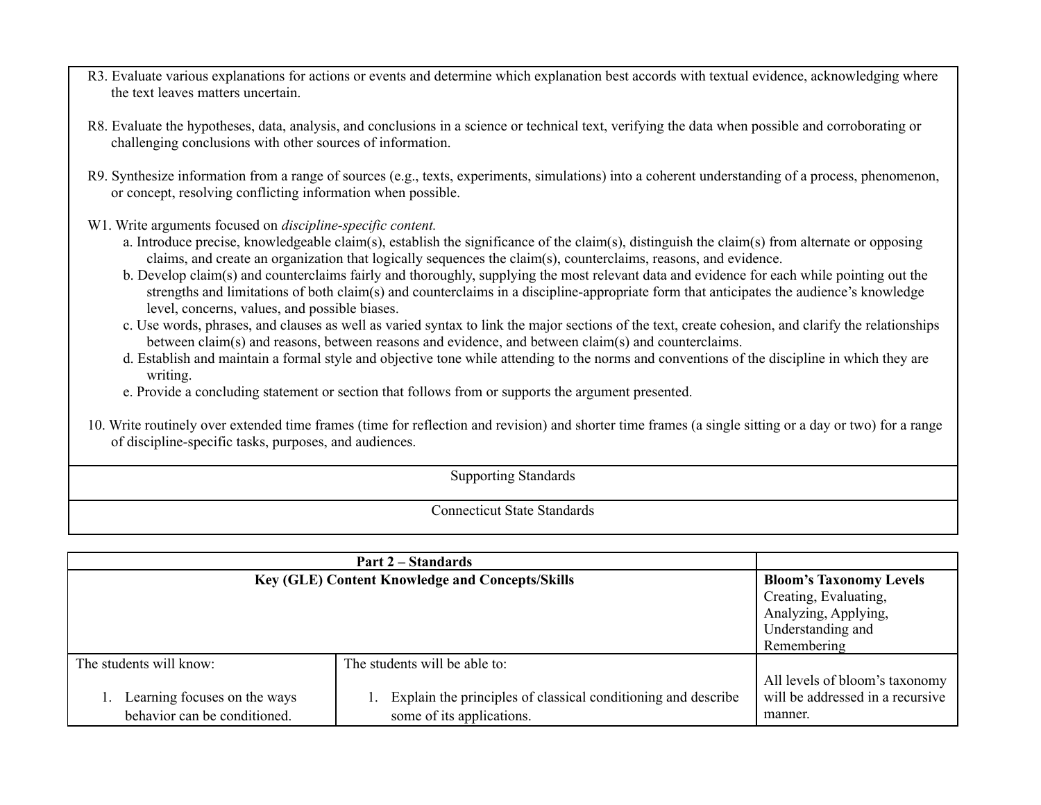R3. Evaluate various explanations for actions or events and determine which explanation best accords with textual evidence, acknowledging where the text leaves matters uncertain.

R8. Evaluate the hypotheses, data, analysis, and conclusions in a science or technical text, verifying the data when possible and corroborating or challenging conclusions with other sources of information.

R9. Synthesize information from a range of sources (e.g., texts, experiments, simulations) into a coherent understanding of a process, phenomenon, or concept, resolving conflicting information when possible.

W1. Write arguments focused on *discipline-specific content.*

a. Introduce precise, knowledgeable claim(s), establish the significance of the claim(s), distinguish the claim(s) from alternate or opposing claims, and create an organization that logically sequences the claim(s), counterclaims, reasons, and evidence.
b. Develop claim(s) and counterclaims fairly and thoroughly, supplying the most relevant data and evidence for each while pointing out the strengths and limitations of both claim(s) and counterclaims in a discipline-appropriate form that anticipates the audience's knowledge level, concerns, values, and possible biases.
c. Use words, phrases, and clauses as well as varied syntax to link the major sections of the text, create cohesion, and clarify the relationships between claim(s) and reasons, between reasons and evidence, and between claim(s) and counterclaims.
d. Establish and maintain a formal style and objective tone while attending to the norms and conventions of the discipline in which they are writing.
e. Provide a concluding statement or section that follows from or supports the argument presented.

10. Write routinely over extended time frames (time for reflection and revision) and shorter time frames (a single sitting or a day or two) for a range of discipline-specific tasks, purposes, and audiences.

Supporting Standards

Connecticut State Standards

| **Part 2 – Standards** | | |
|---|---|---|
| **Key (GLE) Content Knowledge and Concepts/Skills** | | **Bloom's Taxonomy Levels** Creating, Evaluating, Analyzing, Applying, Understanding and Remembering |
| The students will know:<br><br>1. Learning focuses on the ways behavior can be conditioned. | The students will be able to:<br><br>1. Explain the principles of classical conditioning and describe some of its applications. | All levels of bloom's taxonomy will be addressed in a recursive manner. |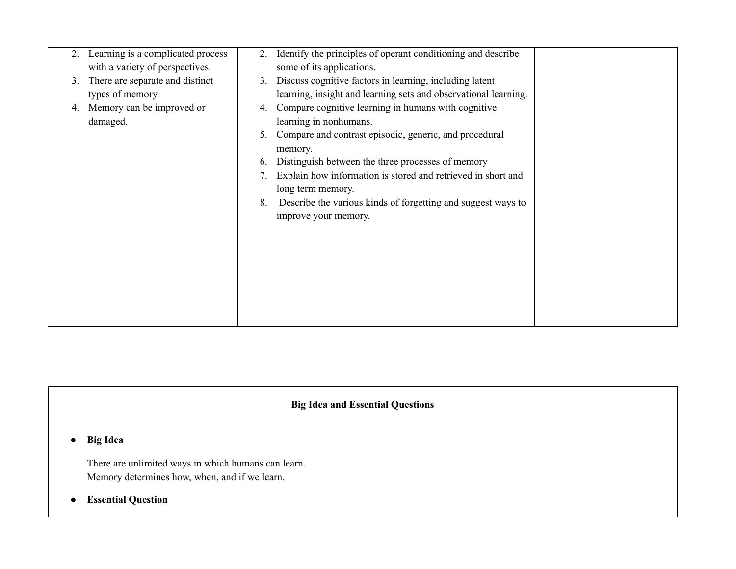| | | |
|---|---|---|
| 2. Learning is a complicated process with a variety of perspectives.<br>3. There are separate and distinct types of memory.<br>4. Memory can be improved or damaged. | 2. Identify the principles of operant conditioning and describe some of its applications.<br>3. Discuss cognitive factors in learning, including latent learning, insight and learning sets and observational learning.<br>4. Compare cognitive learning in humans with cognitive learning in nonhumans.<br>5. Compare and contrast episodic, generic, and procedural memory.<br>6. Distinguish between the three processes of memory<br>7. Explain how information is stored and retrieved in short and long term memory.<br>8. Describe the various kinds of forgetting and suggest ways to improve your memory. | |

**Big Idea and Essential Questions**

- **Big Idea**

  There are unlimited ways in which humans can learn.
  Memory determines how, when, and if we learn.

- **Essential Question**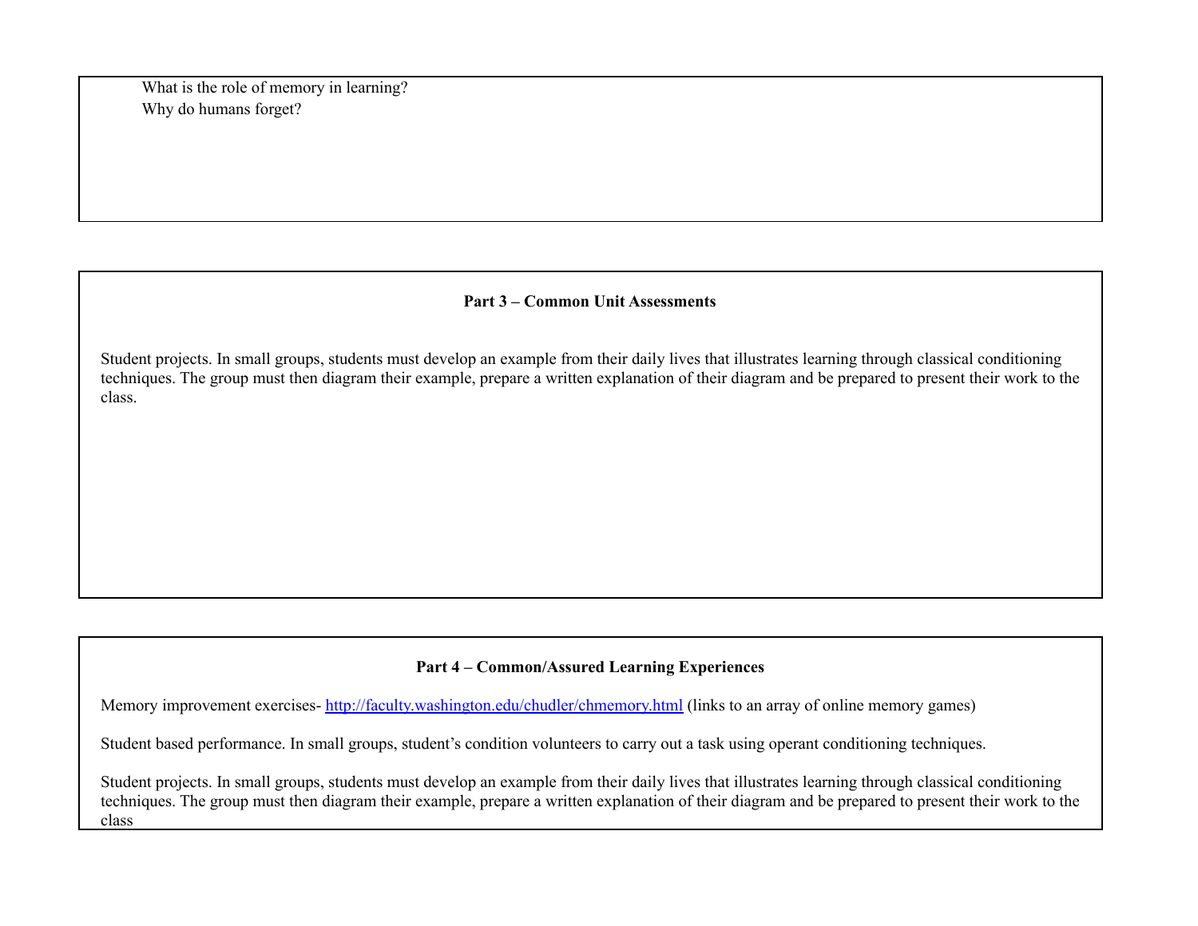What is the role of memory in learning?
Why do humans forget?

**Part 3 – Common Unit Assessments**

Student projects. In small groups, students must develop an example from their daily lives that illustrates learning through classical conditioning techniques. The group must then diagram their example, prepare a written explanation of their diagram and be prepared to present their work to the class.

**Part 4 – Common/Assured Learning Experiences**

Memory improvement exercises- [http://faculty.washington.edu/chudler/chmemory.html](http://faculty.washington.edu/chudler/chmemory.html) (links to an array of online memory games)

Student based performance. In small groups, student's condition volunteers to carry out a task using operant conditioning techniques.

Student projects. In small groups, students must develop an example from their daily lives that illustrates learning through classical conditioning techniques. The group must then diagram their example, prepare a written explanation of their diagram and be prepared to present their work to the class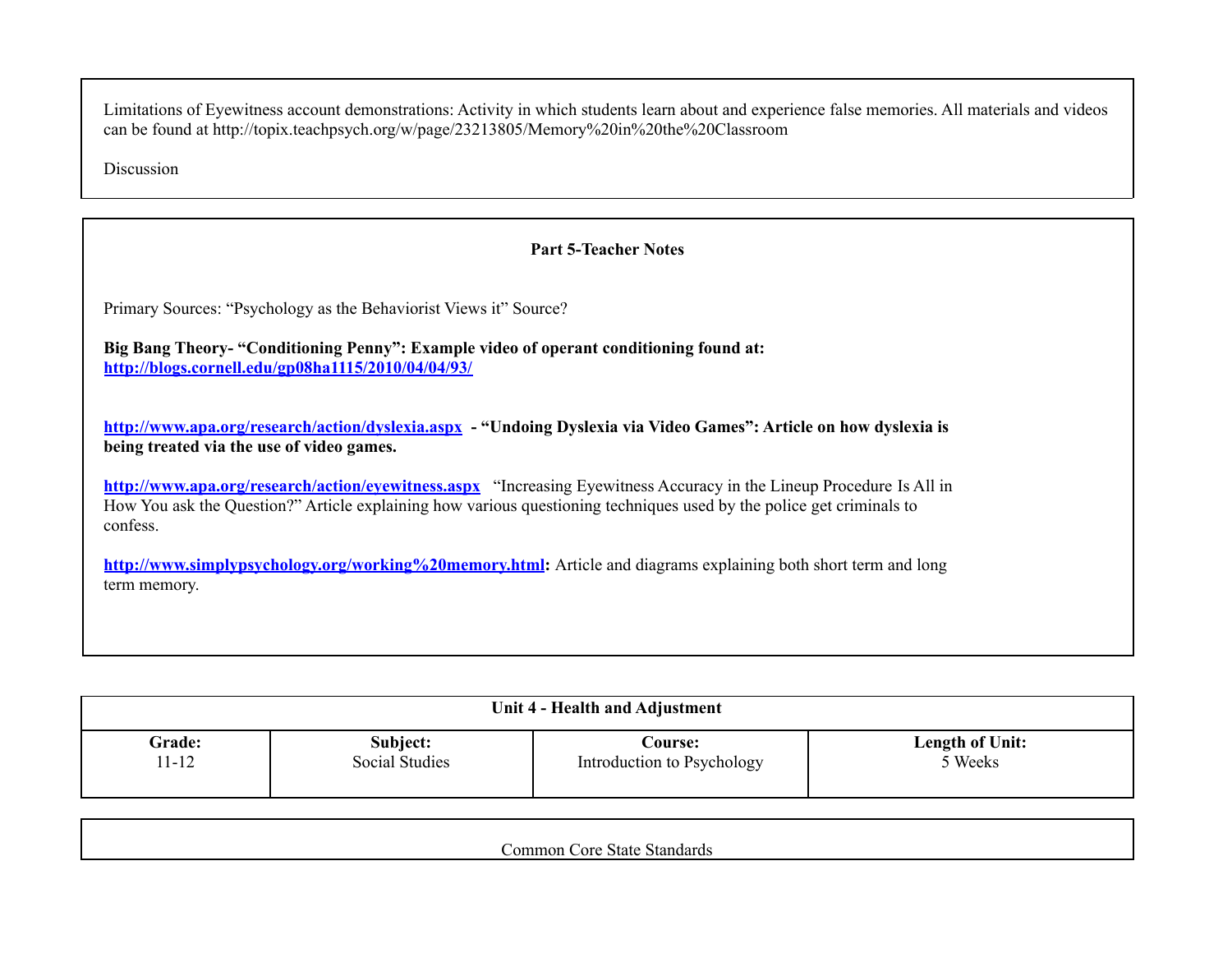Limitations of Eyewitness account demonstrations: Activity in which students learn about and experience false memories. All materials and videos can be found at http://topix.teachpsych.org/w/page/23213805/Memory%20in%20the%20Classroom

Discussion

**Part 5-Teacher Notes**

Primary Sources: “Psychology as the Behaviorist Views it” Source?

**Big Bang Theory- “Conditioning Penny”: Example video of operant conditioning found at: [http://blogs.cornell.edu/gp08ha1115/2010/04/04/93/](http://blogs.cornell.edu/gp08ha1115/2010/04/04/93/)**

**[http://www.apa.org/research/action/dyslexia.aspx](http://www.apa.org/research/action/dyslexia.aspx) - “Undoing Dyslexia via Video Games”: Article on how dyslexia is being treated via the use of video games.**

**[http://www.apa.org/research/action/eyewitness.aspx](http://www.apa.org/research/action/eyewitness.aspx)** “Increasing Eyewitness Accuracy in the Lineup Procedure Is All in How You ask the Question?” Article explaining how various questioning techniques used by the police get criminals to confess.

**[http://www.simplypsychology.org/working%20memory.html](http://www.simplypsychology.org/working%20memory.html):** Article and diagrams explaining both short term and long term memory.

| Unit 4 - Health and Adjustment | | | |
|---|---|---|---|
| **Grade:** 11-12 | **Subject:** Social Studies | **Course:** Introduction to Psychology | **Length of Unit:** 5 Weeks |

Common Core State Standards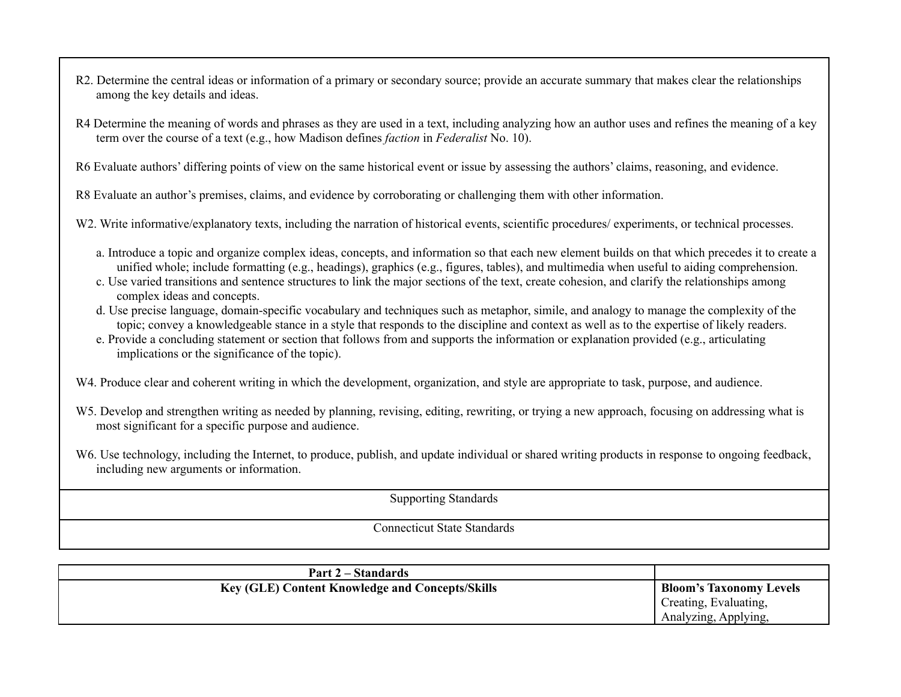| |
|---|
| R2. Determine the central ideas or information of a primary or secondary source; provide an accurate summary that makes clear the relationships among the key details and ideas.<br><br>R4 Determine the meaning of words and phrases as they are used in a text, including analyzing how an author uses and refines the meaning of a key term over the course of a text (e.g., how Madison defines *faction* in *Federalist* No. 10).<br><br>R6 Evaluate authors' differing points of view on the same historical event or issue by assessing the authors' claims, reasoning, and evidence.<br><br>R8 Evaluate an author's premises, claims, and evidence by corroborating or challenging them with other information.<br><br>W2. Write informative/explanatory texts, including the narration of historical events, scientific procedures/ experiments, or technical processes.<br><br>a. Introduce a topic and organize complex ideas, concepts, and information so that each new element builds on that which precedes it to create a unified whole; include formatting (e.g., headings), graphics (e.g., figures, tables), and multimedia when useful to aiding comprehension.<br>c. Use varied transitions and sentence structures to link the major sections of the text, create cohesion, and clarify the relationships among complex ideas and concepts.<br>d. Use precise language, domain-specific vocabulary and techniques such as metaphor, simile, and analogy to manage the complexity of the topic; convey a knowledgeable stance in a style that responds to the discipline and context as well as to the expertise of likely readers.<br>e. Provide a concluding statement or section that follows from and supports the information or explanation provided (e.g., articulating implications or the significance of the topic).<br><br>W4. Produce clear and coherent writing in which the development, organization, and style are appropriate to task, purpose, and audience.<br><br>W5. Develop and strengthen writing as needed by planning, revising, editing, rewriting, or trying a new approach, focusing on addressing what is most significant for a specific purpose and audience.<br><br>W6. Use technology, including the Internet, to produce, publish, and update individual or shared writing products in response to ongoing feedback, including new arguments or information. |
| Supporting Standards |
| Connecticut State Standards |

| **Part 2 – Standards** | |
|---|---|
| **Key (GLE) Content Knowledge and Concepts/Skills** | **Bloom's Taxonomy Levels**<br>Creating, Evaluating, Analyzing, Applying, |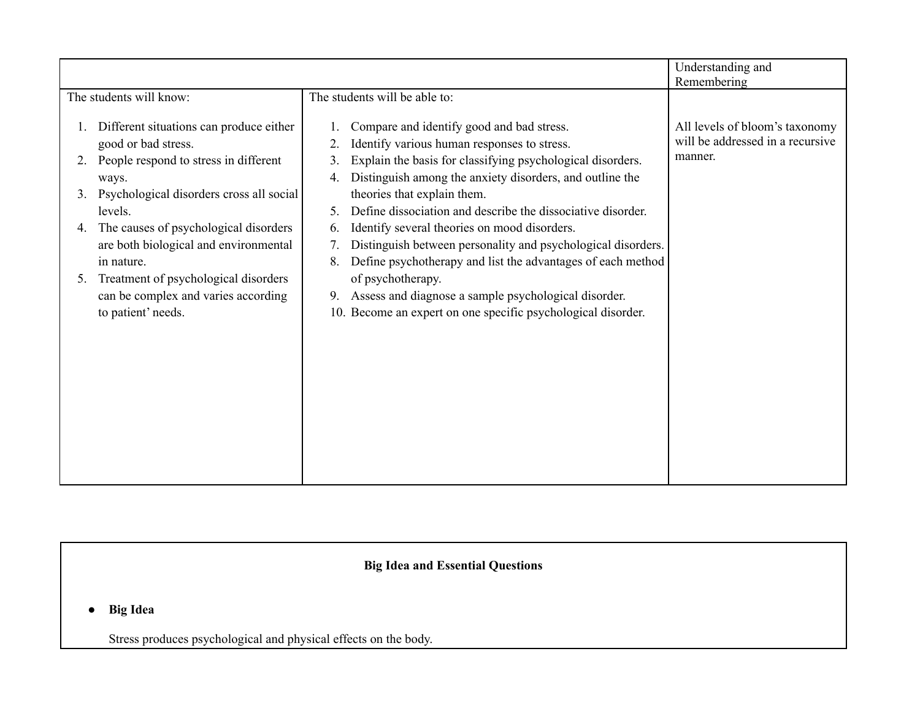| | | Understanding and Remembering |
|---|---|---|
| The students will know:<br><br>1. Different situations can produce either good or bad stress.<br>2. People respond to stress in different ways.<br>3. Psychological disorders cross all social levels.<br>4. The causes of psychological disorders are both biological and environmental in nature.<br>5. Treatment of psychological disorders can be complex and varies according to patient' needs. | The students will be able to:<br><br>1. Compare and identify good and bad stress.<br>2. Identify various human responses to stress.<br>3. Explain the basis for classifying psychological disorders.<br>4. Distinguish among the anxiety disorders, and outline the theories that explain them.<br>5. Define dissociation and describe the dissociative disorder.<br>6. Identify several theories on mood disorders.<br>7. Distinguish between personality and psychological disorders.<br>8. Define psychotherapy and list the advantages of each method of psychotherapy.<br>9. Assess and diagnose a sample psychological disorder.<br>10. Become an expert on one specific psychological disorder. | All levels of bloom's taxonomy will be addressed in a recursive manner. |

**Big Idea and Essential Questions**

- **Big Idea**

  Stress produces psychological and physical effects on the body.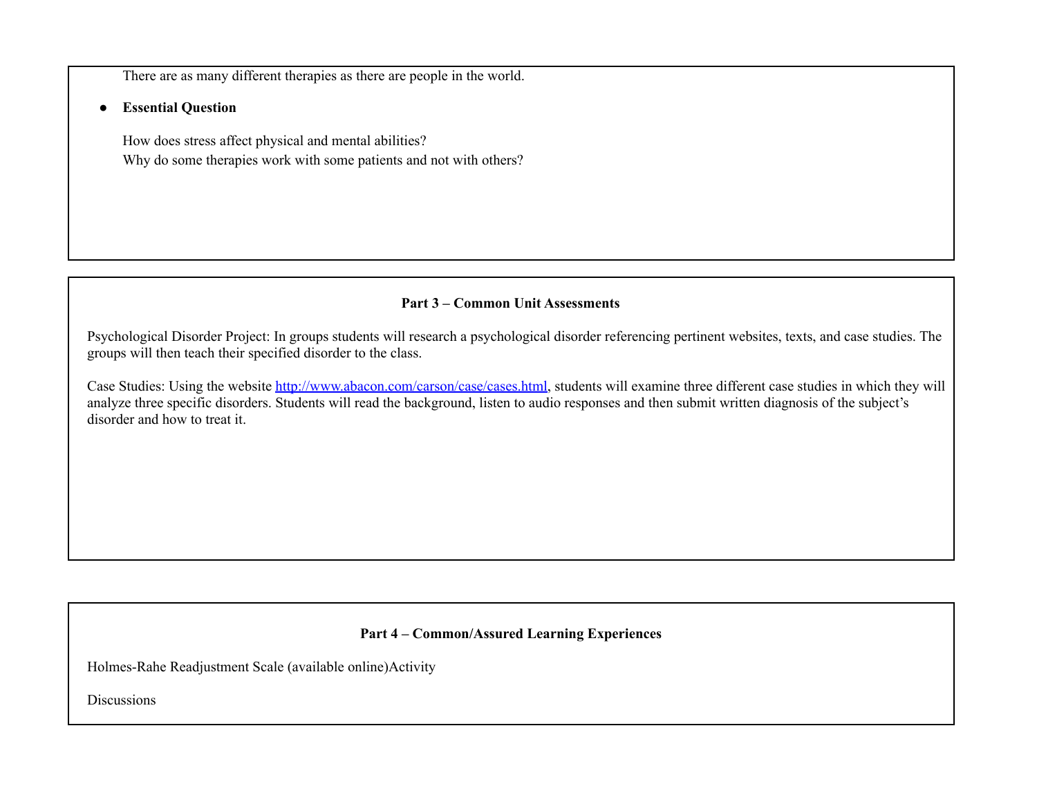There are as many different therapies as there are people in the world.

- **Essential Question**

  How does stress affect physical and mental abilities?
  Why do some therapies work with some patients and not with others?

## Part 3 – Common Unit Assessments

Psychological Disorder Project: In groups students will research a psychological disorder referencing pertinent websites, texts, and case studies. The groups will then teach their specified disorder to the class.

Case Studies: Using the website [http://www.abacon.com/carson/case/cases.html](http://www.abacon.com/carson/case/cases.html), students will examine three different case studies in which they will analyze three specific disorders. Students will read the background, listen to audio responses and then submit written diagnosis of the subject's disorder and how to treat it.

## Part 4 – Common/Assured Learning Experiences

Holmes-Rahe Readjustment Scale (available online)Activity

Discussions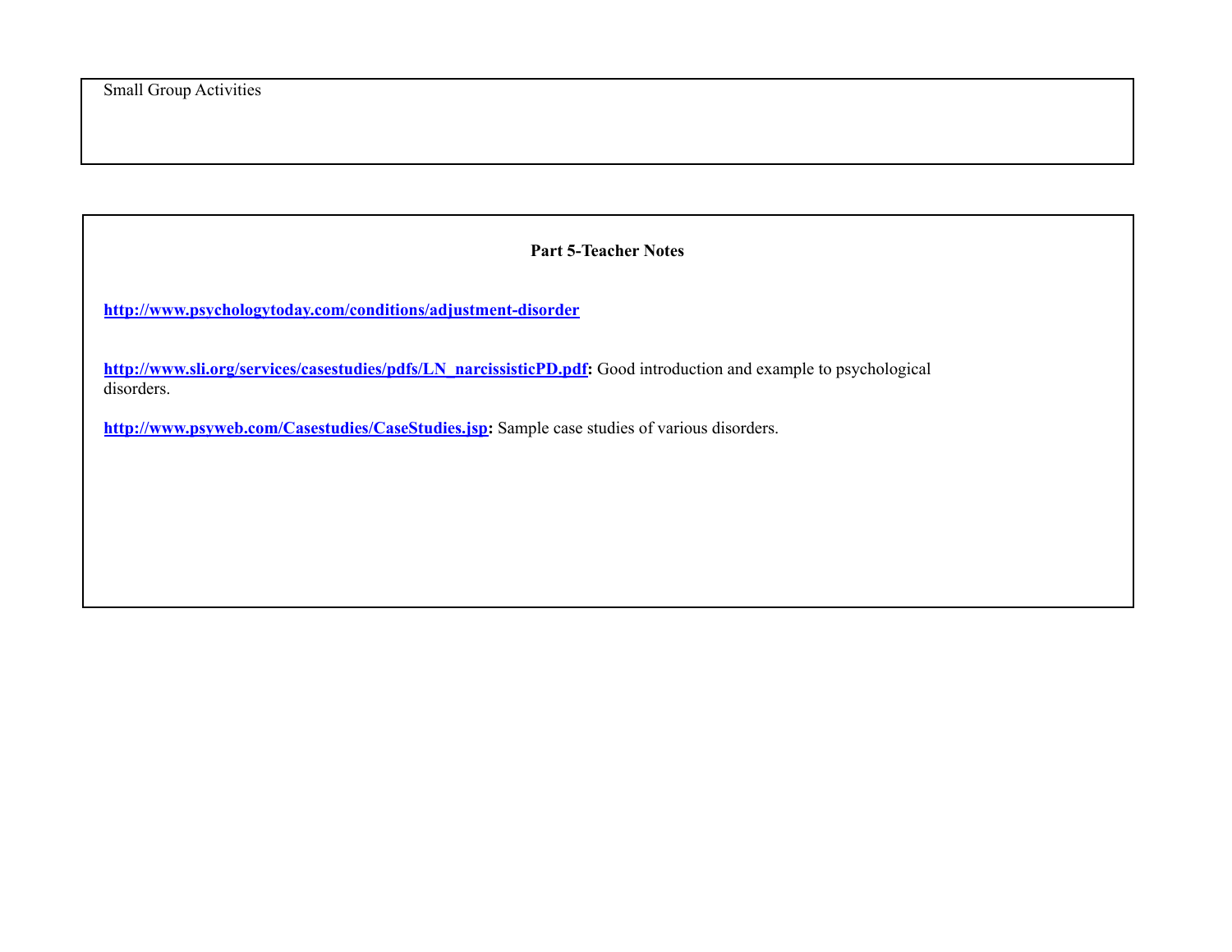Small Group Activities

**Part 5-Teacher Notes**

**http://www.psychologytoday.com/conditions/adjustment-disorder**

**http://www.sli.org/services/casestudies/pdfs/LN_narcissisticPD.pdf:** Good introduction and example to psychological disorders.

**http://www.psyweb.com/Casestudies/CaseStudies.jsp:** Sample case studies of various disorders.